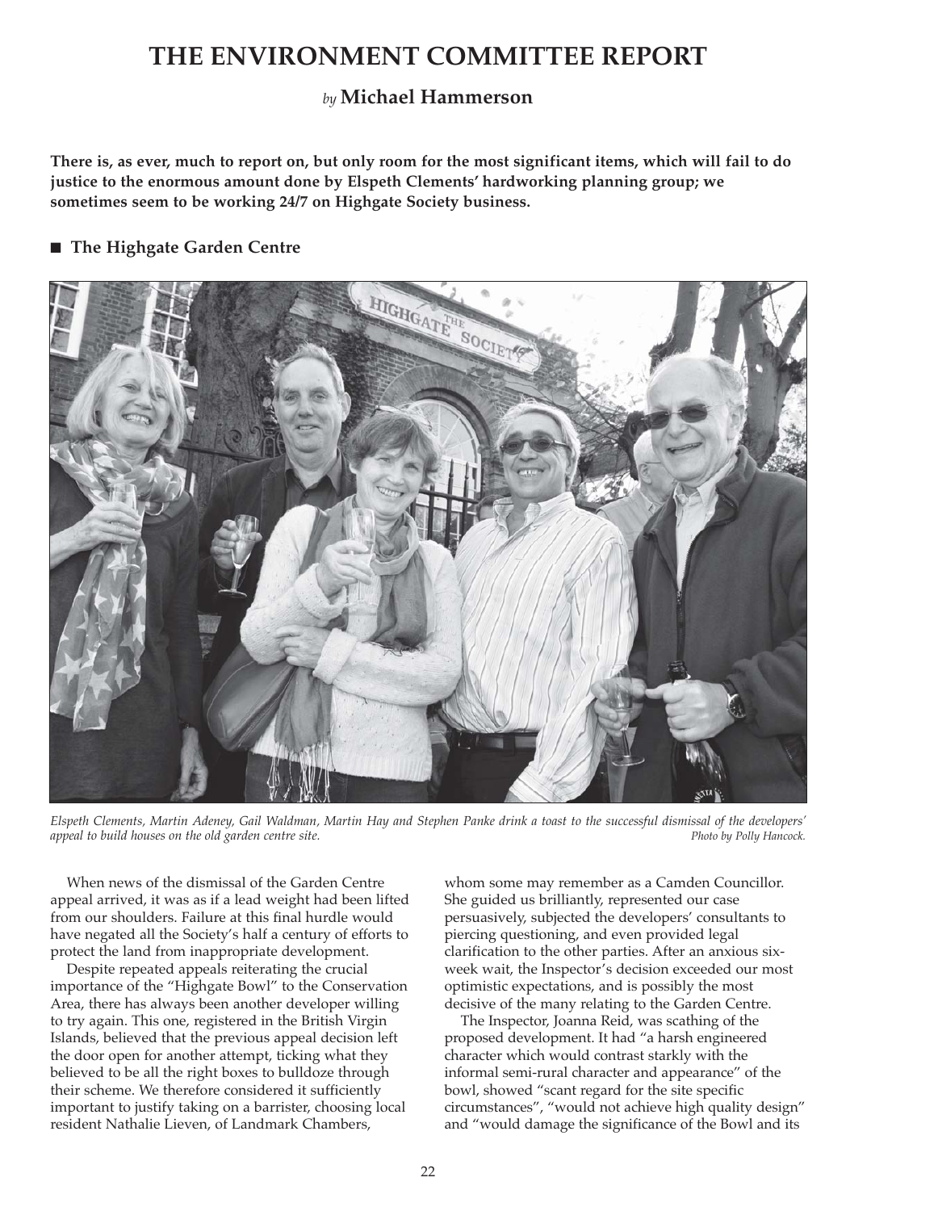# THE ENVIRONMENT COMMITTEE REPORT

*by* **Michael Hammerson**

**There is, as ever, much to report on, but only room for the most significant items, which will fail to do justice to the enormous amount done by Elspeth Clements' hardworking planning group; we sometimes seem to be working 24/7 on Highgate Society business.**

## ■ The Highgate Garden Centre

*Elspeth Clements, Martin Adeney, Gail Waldman, Martin Hay and Stephen Panke drink a toast to the successful dismissal of the developers' appeal to build houses on the old garden centre site.* *Photo by Polly Hancock.*

When news of the dismissal of the Garden Centre appeal arrived, it was as if a lead weight had been lifted from our shoulders. Failure at this final hurdle would have negated all the Society's half a century of efforts to protect the land from inappropriate development.

Despite repeated appeals reiterating the crucial importance of the "Highgate Bowl" to the Conservation Area, there has always been another developer willing to try again. This one, registered in the British Virgin Islands, believed that the previous appeal decision left the door open for another attempt, ticking what they believed to be all the right boxes to bulldoze through their scheme. We therefore considered it sufficiently important to justify taking on a barrister, choosing local resident Nathalie Lieven, of Landmark Chambers, whom some may remember as a Camden Councillor. She guided us brilliantly, represented our case persuasively, subjected the developers' consultants to piercing questioning, and even provided legal clarification to the other parties. After an anxious six-week wait, the Inspector's decision exceeded our most optimistic expectations, and is possibly the most decisive of the many relating to the Garden Centre.

The Inspector, Joanna Reid, was scathing of the proposed development. It had "a harsh engineered character which would contrast starkly with the informal semi-rural character and appearance" of the bowl, showed "scant regard for the site specific circumstances", "would not achieve high quality design" and "would damage the significance of the Bowl and its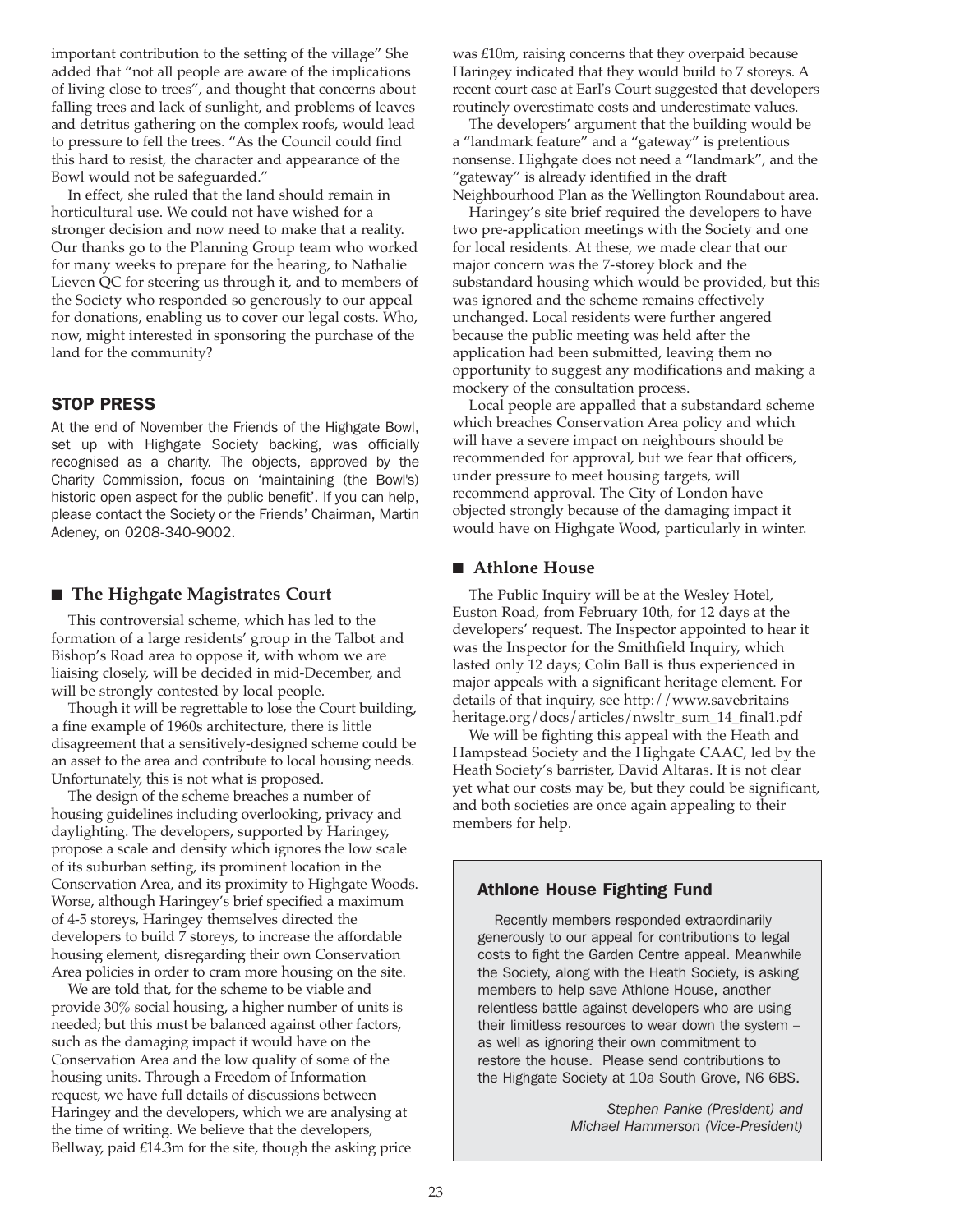important contribution to the setting of the village" She added that "not all people are aware of the implications of living close to trees", and thought that concerns about falling trees and lack of sunlight, and problems of leaves and detritus gathering on the complex roofs, would lead to pressure to fell the trees. "As the Council could find this hard to resist, the character and appearance of the Bowl would not be safeguarded."

In effect, she ruled that the land should remain in horticultural use. We could not have wished for a stronger decision and now need to make that a reality. Our thanks go to the Planning Group team who worked for many weeks to prepare for the hearing, to Nathalie Lieven QC for steering us through it, and to members of the Society who responded so generously to our appeal for donations, enabling us to cover our legal costs. Who, now, might interested in sponsoring the purchase of the land for the community?

## STOP PRESS

At the end of November the Friends of the Highgate Bowl, set up with Highgate Society backing, was officially recognised as a charity. The objects, approved by the Charity Commission, focus on 'maintaining (the Bowl's) historic open aspect for the public benefit'. If you can help, please contact the Society or the Friends' Chairman, Martin Adeney, on 0208-340-9002.

## ■ The Highgate Magistrates Court

This controversial scheme, which has led to the formation of a large residents' group in the Talbot and Bishop's Road area to oppose it, with whom we are liaising closely, will be decided in mid-December, and will be strongly contested by local people.

Though it will be regrettable to lose the Court building, a fine example of 1960s architecture, there is little disagreement that a sensitively-designed scheme could be an asset to the area and contribute to local housing needs. Unfortunately, this is not what is proposed.

The design of the scheme breaches a number of housing guidelines including overlooking, privacy and daylighting. The developers, supported by Haringey, propose a scale and density which ignores the low scale of its suburban setting, its prominent location in the Conservation Area, and its proximity to Highgate Woods. Worse, although Haringey's brief specified a maximum of 4-5 storeys, Haringey themselves directed the developers to build 7 storeys, to increase the affordable housing element, disregarding their own Conservation Area policies in order to cram more housing on the site.

We are told that, for the scheme to be viable and provide 30% social housing, a higher number of units is needed; but this must be balanced against other factors, such as the damaging impact it would have on the Conservation Area and the low quality of some of the housing units. Through a Freedom of Information request, we have full details of discussions between Haringey and the developers, which we are analysing at the time of writing. We believe that the developers, Bellway, paid £14.3m for the site, though the asking price was £10m, raising concerns that they overpaid because Haringey indicated that they would build to 7 storeys. A recent court case at Earl's Court suggested that developers routinely overestimate costs and underestimate values.

The developers' argument that the building would be a "landmark feature" and a "gateway" is pretentious nonsense. Highgate does not need a "landmark", and the "gateway" is already identified in the draft Neighbourhood Plan as the Wellington Roundabout area.

Haringey's site brief required the developers to have two pre-application meetings with the Society and one for local residents. At these, we made clear that our major concern was the 7-storey block and the substandard housing which would be provided, but this was ignored and the scheme remains effectively unchanged. Local residents were further angered because the public meeting was held after the application had been submitted, leaving them no opportunity to suggest any modifications and making a mockery of the consultation process.

Local people are appalled that a substandard scheme which breaches Conservation Area policy and which will have a severe impact on neighbours should be recommended for approval, but we fear that officers, under pressure to meet housing targets, will recommend approval. The City of London have objected strongly because of the damaging impact it would have on Highgate Wood, particularly in winter.

## ■ Athlone House

The Public Inquiry will be at the Wesley Hotel, Euston Road, from February 10th, for 12 days at the developers' request. The Inspector appointed to hear it was the Inspector for the Smithfield Inquiry, which lasted only 12 days; Colin Ball is thus experienced in major appeals with a significant heritage element. For details of that inquiry, see http://www.savebritainsheritage.org/docs/articles/nwsltr_sum_14_final1.pdf

We will be fighting this appeal with the Heath and Hampstead Society and the Highgate CAAC, led by the Heath Society's barrister, David Altaras. It is not clear yet what our costs may be, but they could be significant, and both societies are once again appealing to their members for help.

### Athlone House Fighting Fund

Recently members responded extraordinarily generously to our appeal for contributions to legal costs to fight the Garden Centre appeal. Meanwhile the Society, along with the Heath Society, is asking members to help save Athlone House, another relentless battle against developers who are using their limitless resources to wear down the system – as well as ignoring their own commitment to restore the house. Please send contributions to the Highgate Society at 10a South Grove, N6 6BS.

*Stephen Panke (President) and Michael Hammerson (Vice-President)*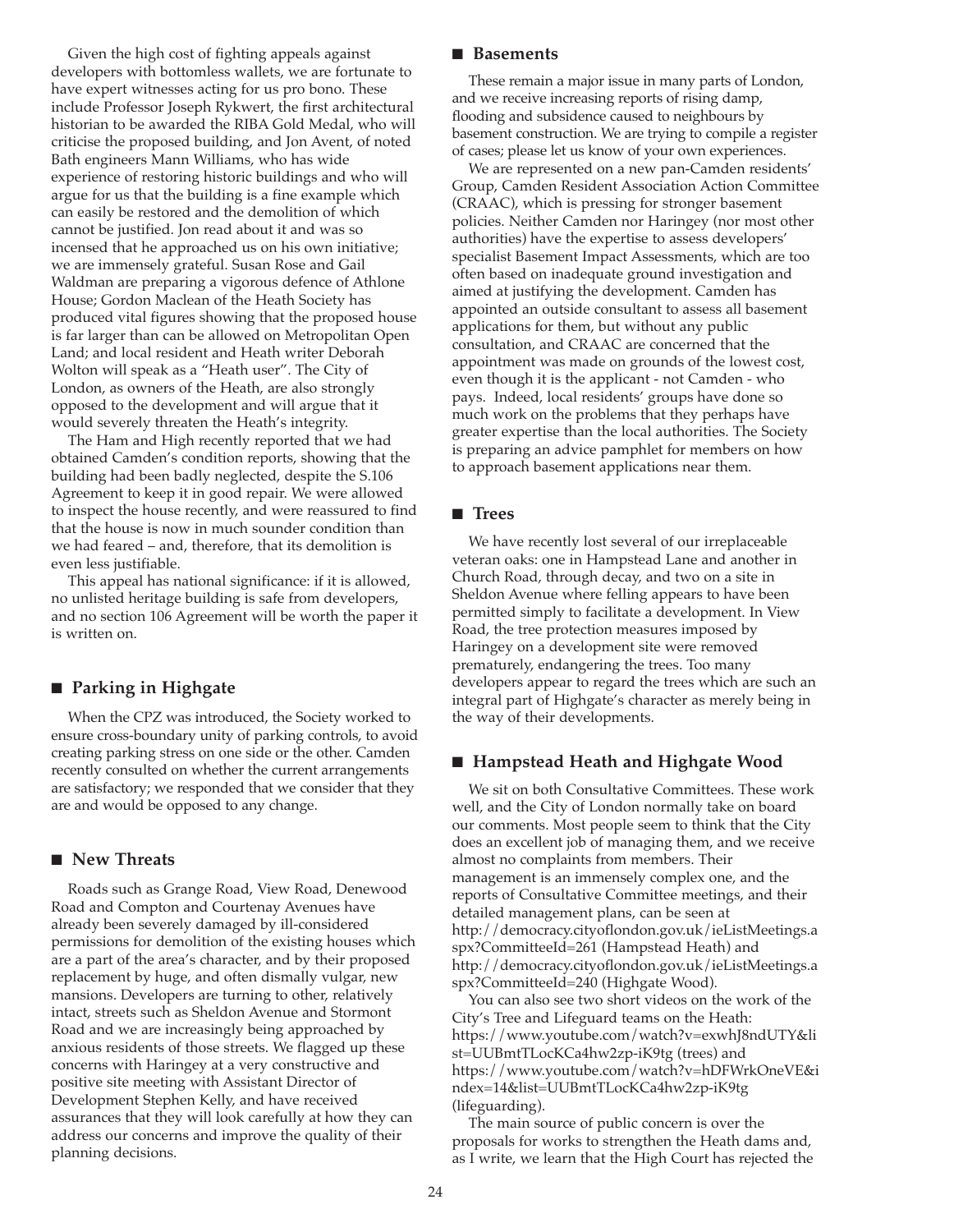Given the high cost of fighting appeals against developers with bottomless wallets, we are fortunate to have expert witnesses acting for us pro bono. These include Professor Joseph Rykwert, the first architectural historian to be awarded the RIBA Gold Medal, who will criticise the proposed building, and Jon Avent, of noted Bath engineers Mann Williams, who has wide experience of restoring historic buildings and who will argue for us that the building is a fine example which can easily be restored and the demolition of which cannot be justified. Jon read about it and was so incensed that he approached us on his own initiative; we are immensely grateful. Susan Rose and Gail Waldman are preparing a vigorous defence of Athlone House; Gordon Maclean of the Heath Society has produced vital figures showing that the proposed house is far larger than can be allowed on Metropolitan Open Land; and local resident and Heath writer Deborah Wolton will speak as a "Heath user". The City of London, as owners of the Heath, are also strongly opposed to the development and will argue that it would severely threaten the Heath's integrity.

The Ham and High recently reported that we had obtained Camden's condition reports, showing that the building had been badly neglected, despite the S.106 Agreement to keep it in good repair. We were allowed to inspect the house recently, and were reassured to find that the house is now in much sounder condition than we had feared – and, therefore, that its demolition is even less justifiable.

This appeal has national significance: if it is allowed, no unlisted heritage building is safe from developers, and no section 106 Agreement will be worth the paper it is written on.

## ■ Parking in Highgate

When the CPZ was introduced, the Society worked to ensure cross-boundary unity of parking controls, to avoid creating parking stress on one side or the other. Camden recently consulted on whether the current arrangements are satisfactory; we responded that we consider that they are and would be opposed to any change.

## ■ New Threats

Roads such as Grange Road, View Road, Denewood Road and Compton and Courtenay Avenues have already been severely damaged by ill-considered permissions for demolition of the existing houses which are a part of the area's character, and by their proposed replacement by huge, and often dismally vulgar, new mansions. Developers are turning to other, relatively intact, streets such as Sheldon Avenue and Stormont Road and we are increasingly being approached by anxious residents of those streets. We flagged up these concerns with Haringey at a very constructive and positive site meeting with Assistant Director of Development Stephen Kelly, and have received assurances that they will look carefully at how they can address our concerns and improve the quality of their planning decisions.

## ■ Basements

These remain a major issue in many parts of London, and we receive increasing reports of rising damp, flooding and subsidence caused to neighbours by basement construction. We are trying to compile a register of cases; please let us know of your own experiences.

We are represented on a new pan-Camden residents' Group, Camden Resident Association Action Committee (CRAAC), which is pressing for stronger basement policies. Neither Camden nor Haringey (nor most other authorities) have the expertise to assess developers' specialist Basement Impact Assessments, which are too often based on inadequate ground investigation and aimed at justifying the development. Camden has appointed an outside consultant to assess all basement applications for them, but without any public consultation, and CRAAC are concerned that the appointment was made on grounds of the lowest cost, even though it is the applicant - not Camden - who pays. Indeed, local residents' groups have done so much work on the problems that they perhaps have greater expertise than the local authorities. The Society is preparing an advice pamphlet for members on how to approach basement applications near them.

## ■ Trees

We have recently lost several of our irreplaceable veteran oaks: one in Hampstead Lane and another in Church Road, through decay, and two on a site in Sheldon Avenue where felling appears to have been permitted simply to facilitate a development. In View Road, the tree protection measures imposed by Haringey on a development site were removed prematurely, endangering the trees. Too many developers appear to regard the trees which are such an integral part of Highgate's character as merely being in the way of their developments.

## ■ Hampstead Heath and Highgate Wood

We sit on both Consultative Committees. These work well, and the City of London normally take on board our comments. Most people seem to think that the City does an excellent job of managing them, and we receive almost no complaints from members. Their management is an immensely complex one, and the reports of Consultative Committee meetings, and their detailed management plans, can be seen at http://democracy.cityoflondon.gov.uk/ieListMeetings.aspx?CommitteeId=261 (Hampstead Heath) and http://democracy.cityoflondon.gov.uk/ieListMeetings.aspx?CommitteeId=240 (Highgate Wood).

You can also see two short videos on the work of the City's Tree and Lifeguard teams on the Heath: https://www.youtube.com/watch?v=exwhJ8ndUTY&list=UUBmtTLocKCa4hw2zp-iK9tg (trees) and https://www.youtube.com/watch?v=hDFWrkOneVE&index=14&list=UUBmtTLocKCa4hw2zp-iK9tg (lifeguarding).

The main source of public concern is over the proposals for works to strengthen the Heath dams and, as I write, we learn that the High Court has rejected the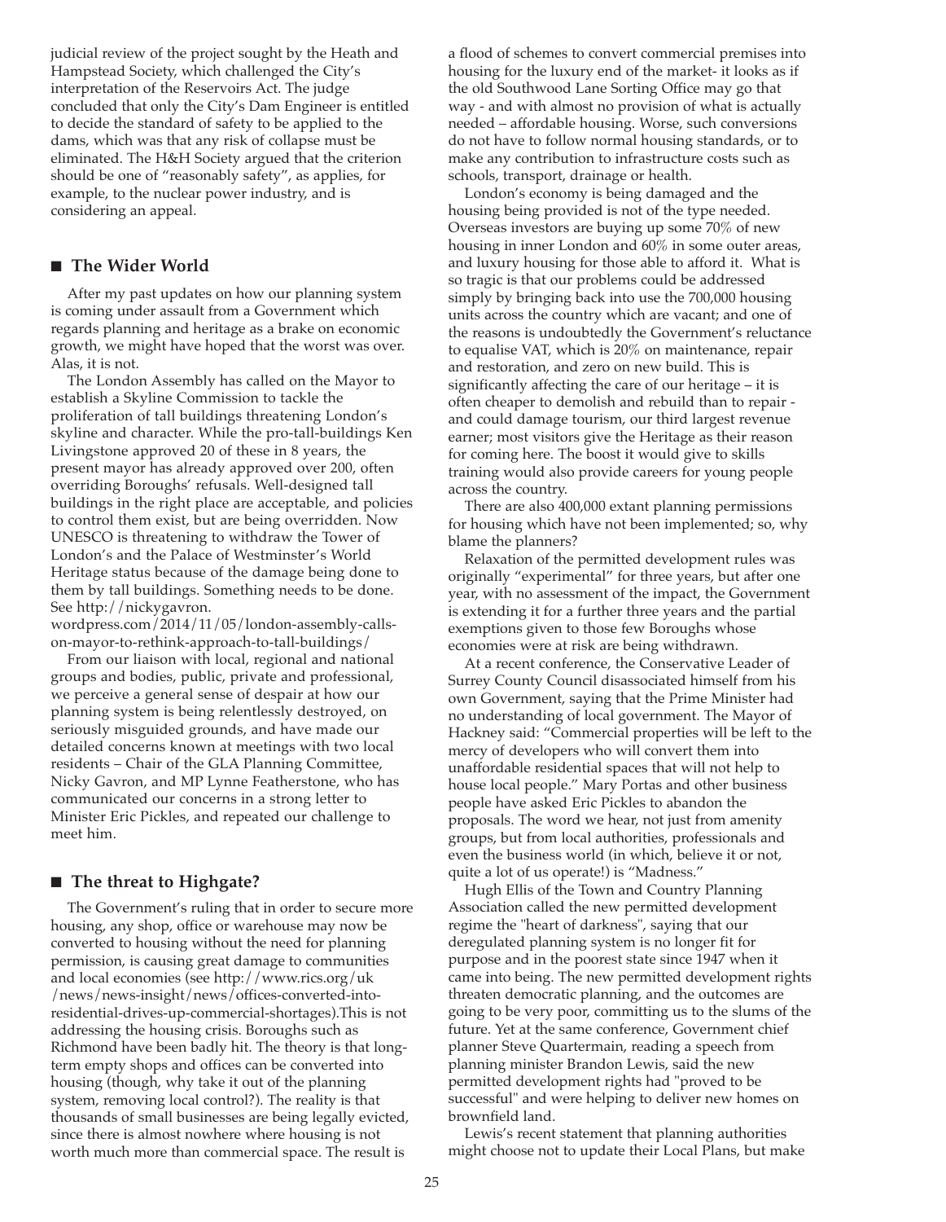judicial review of the project sought by the Heath and Hampstead Society, which challenged the City's interpretation of the Reservoirs Act. The judge concluded that only the City's Dam Engineer is entitled to decide the standard of safety to be applied to the dams, which was that any risk of collapse must be eliminated. The H&H Society argued that the criterion should be one of "reasonably safety", as applies, for example, to the nuclear power industry, and is considering an appeal.

## ■ The Wider World

After my past updates on how our planning system is coming under assault from a Government which regards planning and heritage as a brake on economic growth, we might have hoped that the worst was over. Alas, it is not.

The London Assembly has called on the Mayor to establish a Skyline Commission to tackle the proliferation of tall buildings threatening London's skyline and character. While the pro-tall-buildings Ken Livingstone approved 20 of these in 8 years, the present mayor has already approved over 200, often overriding Boroughs' refusals. Well-designed tall buildings in the right place are acceptable, and policies to control them exist, but are being overridden. Now UNESCO is threatening to withdraw the Tower of London's and the Palace of Westminster's World Heritage status because of the damage being done to them by tall buildings. Something needs to be done. See http://nickygavron.wordpress.com/2014/11/05/london-assembly-calls-on-mayor-to-rethink-approach-to-tall-buildings/

From our liaison with local, regional and national groups and bodies, public, private and professional, we perceive a general sense of despair at how our planning system is being relentlessly destroyed, on seriously misguided grounds, and have made our detailed concerns known at meetings with two local residents – Chair of the GLA Planning Committee, Nicky Gavron, and MP Lynne Featherstone, who has communicated our concerns in a strong letter to Minister Eric Pickles, and repeated our challenge to meet him.

## ■ The threat to Highgate?

The Government's ruling that in order to secure more housing, any shop, office or warehouse may now be converted to housing without the need for planning permission, is causing great damage to communities and local economies (see http://www.rics.org/uk/news/news-insight/news/offices-converted-into-residential-drives-up-commercial-shortages).This is not addressing the housing crisis. Boroughs such as Richmond have been badly hit. The theory is that long-term empty shops and offices can be converted into housing (though, why take it out of the planning system, removing local control?). The reality is that thousands of small businesses are being legally evicted, since there is almost nowhere where housing is not worth much more than commercial space. The result is a flood of schemes to convert commercial premises into housing for the luxury end of the market- it looks as if the old Southwood Lane Sorting Office may go that way - and with almost no provision of what is actually needed – affordable housing. Worse, such conversions do not have to follow normal housing standards, or to make any contribution to infrastructure costs such as schools, transport, drainage or health.

London's economy is being damaged and the housing being provided is not of the type needed. Overseas investors are buying up some 70% of new housing in inner London and 60% in some outer areas, and luxury housing for those able to afford it. What is so tragic is that our problems could be addressed simply by bringing back into use the 700,000 housing units across the country which are vacant; and one of the reasons is undoubtedly the Government's reluctance to equalise VAT, which is 20% on maintenance, repair and restoration, and zero on new build. This is significantly affecting the care of our heritage – it is often cheaper to demolish and rebuild than to repair - and could damage tourism, our third largest revenue earner; most visitors give the Heritage as their reason for coming here. The boost it would give to skills training would also provide careers for young people across the country.

There are also 400,000 extant planning permissions for housing which have not been implemented; so, why blame the planners?

Relaxation of the permitted development rules was originally "experimental" for three years, but after one year, with no assessment of the impact, the Government is extending it for a further three years and the partial exemptions given to those few Boroughs whose economies were at risk are being withdrawn.

At a recent conference, the Conservative Leader of Surrey County Council disassociated himself from his own Government, saying that the Prime Minister had no understanding of local government. The Mayor of Hackney said: "Commercial properties will be left to the mercy of developers who will convert them into unaffordable residential spaces that will not help to house local people." Mary Portas and other business people have asked Eric Pickles to abandon the proposals. The word we hear, not just from amenity groups, but from local authorities, professionals and even the business world (in which, believe it or not, quite a lot of us operate!) is "Madness."

Hugh Ellis of the Town and Country Planning Association called the new permitted development regime the "heart of darkness", saying that our deregulated planning system is no longer fit for purpose and in the poorest state since 1947 when it came into being. The new permitted development rights threaten democratic planning, and the outcomes are going to be very poor, committing us to the slums of the future. Yet at the same conference, Government chief planner Steve Quartermain, reading a speech from planning minister Brandon Lewis, said the new permitted development rights had "proved to be successful" and were helping to deliver new homes on brownfield land.

Lewis's recent statement that planning authorities might choose not to update their Local Plans, but make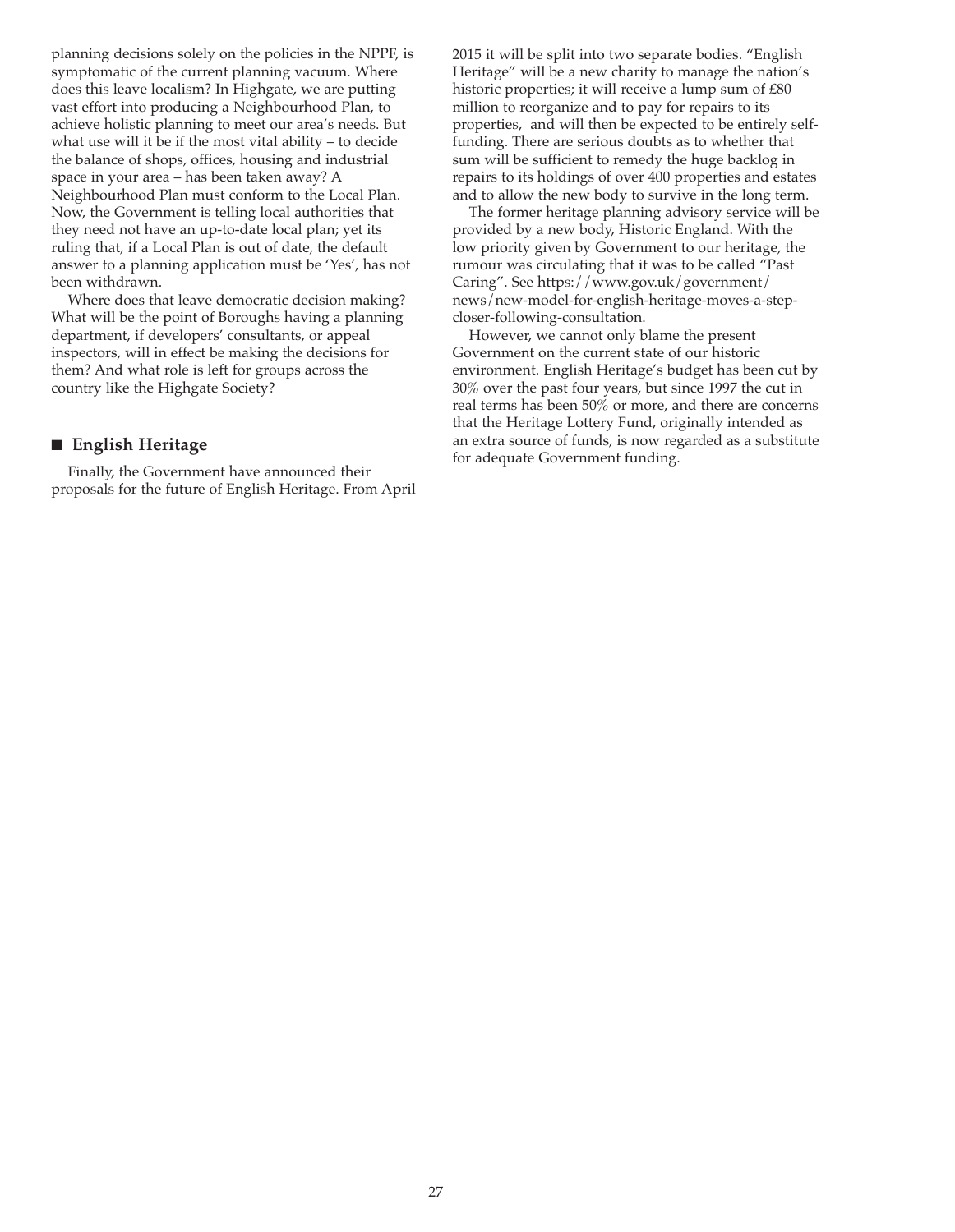planning decisions solely on the policies in the NPPF, is symptomatic of the current planning vacuum. Where does this leave localism? In Highgate, we are putting vast effort into producing a Neighbourhood Plan, to achieve holistic planning to meet our area's needs. But what use will it be if the most vital ability – to decide the balance of shops, offices, housing and industrial space in your area – has been taken away? A Neighbourhood Plan must conform to the Local Plan. Now, the Government is telling local authorities that they need not have an up-to-date local plan; yet its ruling that, if a Local Plan is out of date, the default answer to a planning application must be 'Yes', has not been withdrawn.

Where does that leave democratic decision making? What will be the point of Boroughs having a planning department, if developers' consultants, or appeal inspectors, will in effect be making the decisions for them? And what role is left for groups across the country like the Highgate Society?

## ■ English Heritage

Finally, the Government have announced their proposals for the future of English Heritage. From April 2015 it will be split into two separate bodies. "English Heritage" will be a new charity to manage the nation's historic properties; it will receive a lump sum of £80 million to reorganize and to pay for repairs to its properties, and will then be expected to be entirely self-funding. There are serious doubts as to whether that sum will be sufficient to remedy the huge backlog in repairs to its holdings of over 400 properties and estates and to allow the new body to survive in the long term.

The former heritage planning advisory service will be provided by a new body, Historic England. With the low priority given by Government to our heritage, the rumour was circulating that it was to be called "Past Caring". See https://www.gov.uk/government/news/new-model-for-english-heritage-moves-a-step-closer-following-consultation.

However, we cannot only blame the present Government on the current state of our historic environment. English Heritage's budget has been cut by 30% over the past four years, but since 1997 the cut in real terms has been 50% or more, and there are concerns that the Heritage Lottery Fund, originally intended as an extra source of funds, is now regarded as a substitute for adequate Government funding.